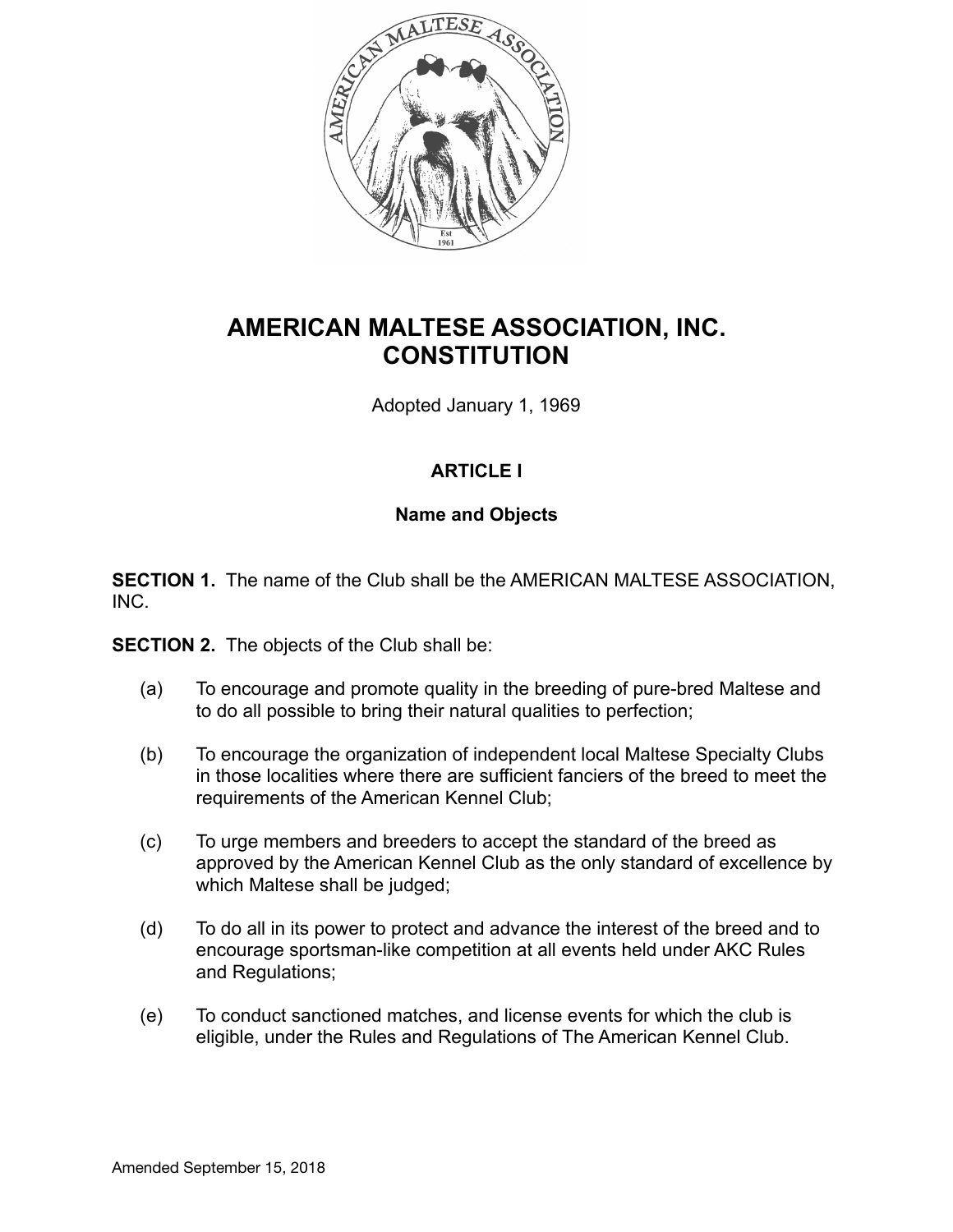# AMERICAN MALTESE ASSOCIATION, INC.
# CONSTITUTION

Adopted January 1, 1969

## ARTICLE I

### Name and Objects

**SECTION 1.** The name of the Club shall be the AMERICAN MALTESE ASSOCIATION, INC.

**SECTION 2.** The objects of the Club shall be:

(a) To encourage and promote quality in the breeding of pure-bred Maltese and to do all possible to bring their natural qualities to perfection;

(b) To encourage the organization of independent local Maltese Specialty Clubs in those localities where there are sufficient fanciers of the breed to meet the requirements of the American Kennel Club;

(c) To urge members and breeders to accept the standard of the breed as approved by the American Kennel Club as the only standard of excellence by which Maltese shall be judged;

(d) To do all in its power to protect and advance the interest of the breed and to encourage sportsman-like competition at all events held under AKC Rules and Regulations;

(e) To conduct sanctioned matches, and license events for which the club is eligible, under the Rules and Regulations of The American Kennel Club.

Amended September 15, 2018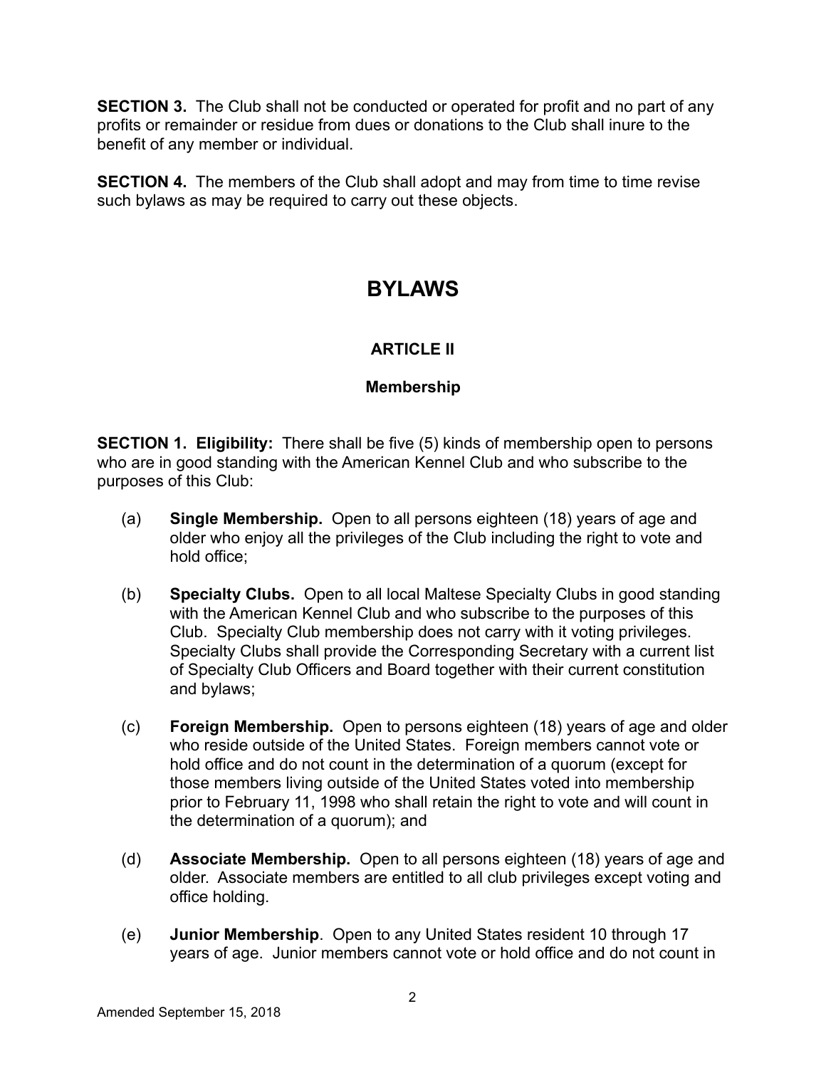**SECTION 3.** The Club shall not be conducted or operated for profit and no part of any profits or remainder or residue from dues or donations to the Club shall inure to the benefit of any member or individual.

**SECTION 4.** The members of the Club shall adopt and may from time to time revise such bylaws as may be required to carry out these objects.

# BYLAWS

## ARTICLE II

### Membership

**SECTION 1. Eligibility:** There shall be five (5) kinds of membership open to persons who are in good standing with the American Kennel Club and who subscribe to the purposes of this Club:

(a) **Single Membership.** Open to all persons eighteen (18) years of age and older who enjoy all the privileges of the Club including the right to vote and hold office;

(b) **Specialty Clubs.** Open to all local Maltese Specialty Clubs in good standing with the American Kennel Club and who subscribe to the purposes of this Club. Specialty Club membership does not carry with it voting privileges. Specialty Clubs shall provide the Corresponding Secretary with a current list of Specialty Club Officers and Board together with their current constitution and bylaws;

(c) **Foreign Membership.** Open to persons eighteen (18) years of age and older who reside outside of the United States. Foreign members cannot vote or hold office and do not count in the determination of a quorum (except for those members living outside of the United States voted into membership prior to February 11, 1998 who shall retain the right to vote and will count in the determination of a quorum); and

(d) **Associate Membership.** Open to all persons eighteen (18) years of age and older. Associate members are entitled to all club privileges except voting and office holding.

(e) **Junior Membership**. Open to any United States resident 10 through 17 years of age. Junior members cannot vote or hold office and do not count in

Amended September 15, 2018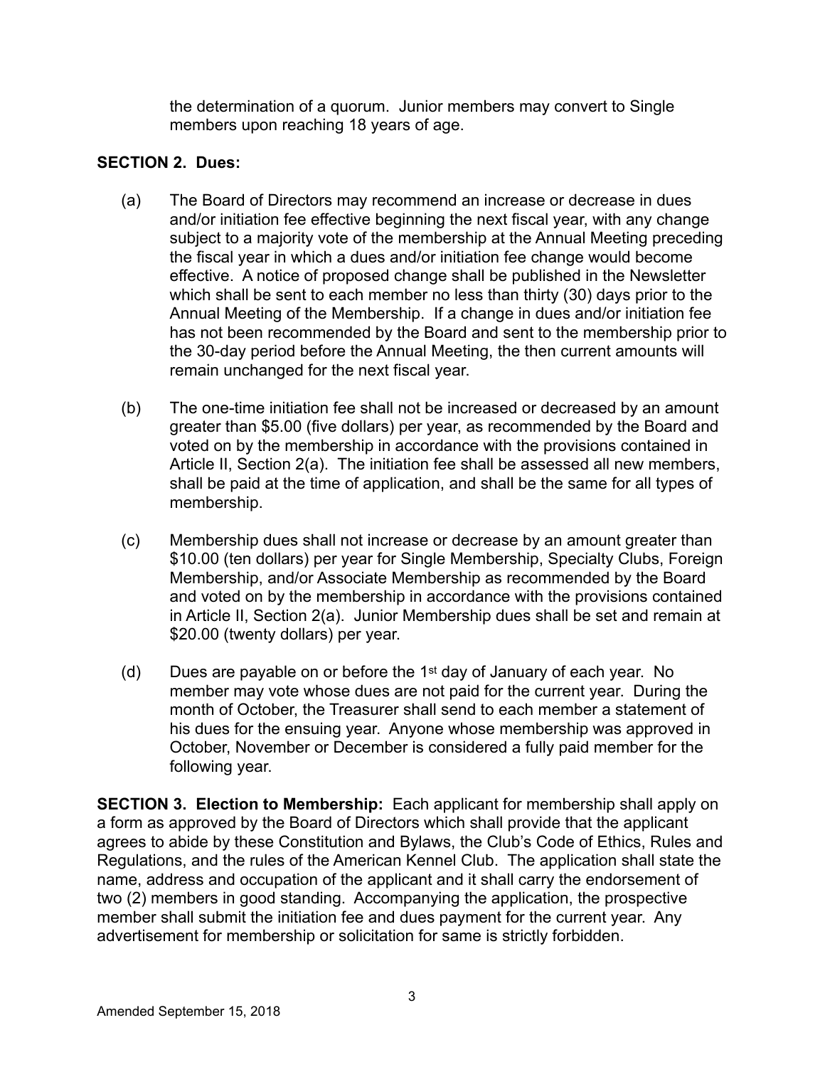the determination of a quorum. Junior members may convert to Single members upon reaching 18 years of age.

**SECTION 2. Dues:**

(a) The Board of Directors may recommend an increase or decrease in dues and/or initiation fee effective beginning the next fiscal year, with any change subject to a majority vote of the membership at the Annual Meeting preceding the fiscal year in which a dues and/or initiation fee change would become effective. A notice of proposed change shall be published in the Newsletter which shall be sent to each member no less than thirty (30) days prior to the Annual Meeting of the Membership. If a change in dues and/or initiation fee has not been recommended by the Board and sent to the membership prior to the 30-day period before the Annual Meeting, the then current amounts will remain unchanged for the next fiscal year.

(b) The one-time initiation fee shall not be increased or decreased by an amount greater than $5.00 (five dollars) per year, as recommended by the Board and voted on by the membership in accordance with the provisions contained in Article II, Section 2(a). The initiation fee shall be assessed all new members, shall be paid at the time of application, and shall be the same for all types of membership.

(c) Membership dues shall not increase or decrease by an amount greater than $10.00 (ten dollars) per year for Single Membership, Specialty Clubs, Foreign Membership, and/or Associate Membership as recommended by the Board and voted on by the membership in accordance with the provisions contained in Article II, Section 2(a). Junior Membership dues shall be set and remain at $20.00 (twenty dollars) per year.

(d) Dues are payable on or before the 1st day of January of each year. No member may vote whose dues are not paid for the current year. During the month of October, the Treasurer shall send to each member a statement of his dues for the ensuing year. Anyone whose membership was approved in October, November or December is considered a fully paid member for the following year.

**SECTION 3. Election to Membership:** Each applicant for membership shall apply on a form as approved by the Board of Directors which shall provide that the applicant agrees to abide by these Constitution and Bylaws, the Club's Code of Ethics, Rules and Regulations, and the rules of the American Kennel Club. The application shall state the name, address and occupation of the applicant and it shall carry the endorsement of two (2) members in good standing. Accompanying the application, the prospective member shall submit the initiation fee and dues payment for the current year. Any advertisement for membership or solicitation for same is strictly forbidden.

Amended September 15, 2018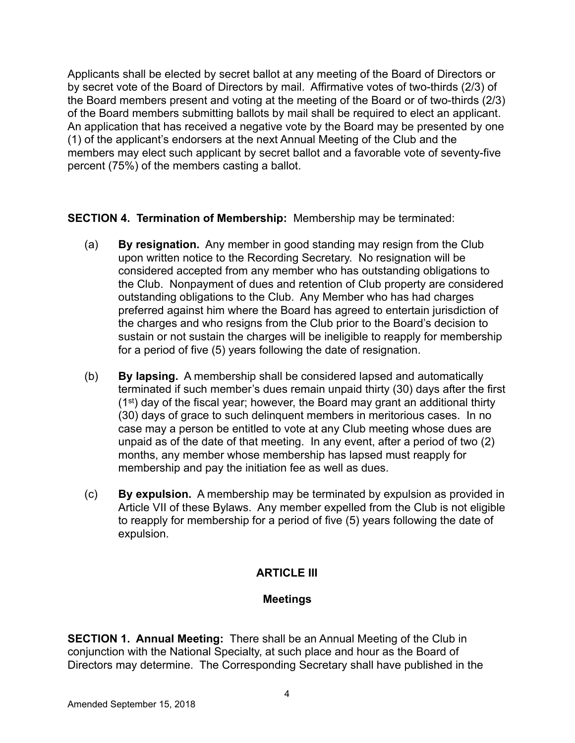Applicants shall be elected by secret ballot at any meeting of the Board of Directors or by secret vote of the Board of Directors by mail. Affirmative votes of two-thirds (2/3) of the Board members present and voting at the meeting of the Board or of two-thirds (2/3) of the Board members submitting ballots by mail shall be required to elect an applicant. An application that has received a negative vote by the Board may be presented by one (1) of the applicant's endorsers at the next Annual Meeting of the Club and the members may elect such applicant by secret ballot and a favorable vote of seventy-five percent (75%) of the members casting a ballot.

**SECTION 4. Termination of Membership:** Membership may be terminated:

(a) **By resignation.** Any member in good standing may resign from the Club upon written notice to the Recording Secretary. No resignation will be considered accepted from any member who has outstanding obligations to the Club. Nonpayment of dues and retention of Club property are considered outstanding obligations to the Club. Any Member who has had charges preferred against him where the Board has agreed to entertain jurisdiction of the charges and who resigns from the Club prior to the Board's decision to sustain or not sustain the charges will be ineligible to reapply for membership for a period of five (5) years following the date of resignation.

(b) **By lapsing.** A membership shall be considered lapsed and automatically terminated if such member's dues remain unpaid thirty (30) days after the first (1st) day of the fiscal year; however, the Board may grant an additional thirty (30) days of grace to such delinquent members in meritorious cases. In no case may a person be entitled to vote at any Club meeting whose dues are unpaid as of the date of that meeting. In any event, after a period of two (2) months, any member whose membership has lapsed must reapply for membership and pay the initiation fee as well as dues.

(c) **By expulsion.** A membership may be terminated by expulsion as provided in Article VII of these Bylaws. Any member expelled from the Club is not eligible to reapply for membership for a period of five (5) years following the date of expulsion.

## ARTICLE III

## Meetings

**SECTION 1. Annual Meeting:** There shall be an Annual Meeting of the Club in conjunction with the National Specialty, at such place and hour as the Board of Directors may determine. The Corresponding Secretary shall have published in the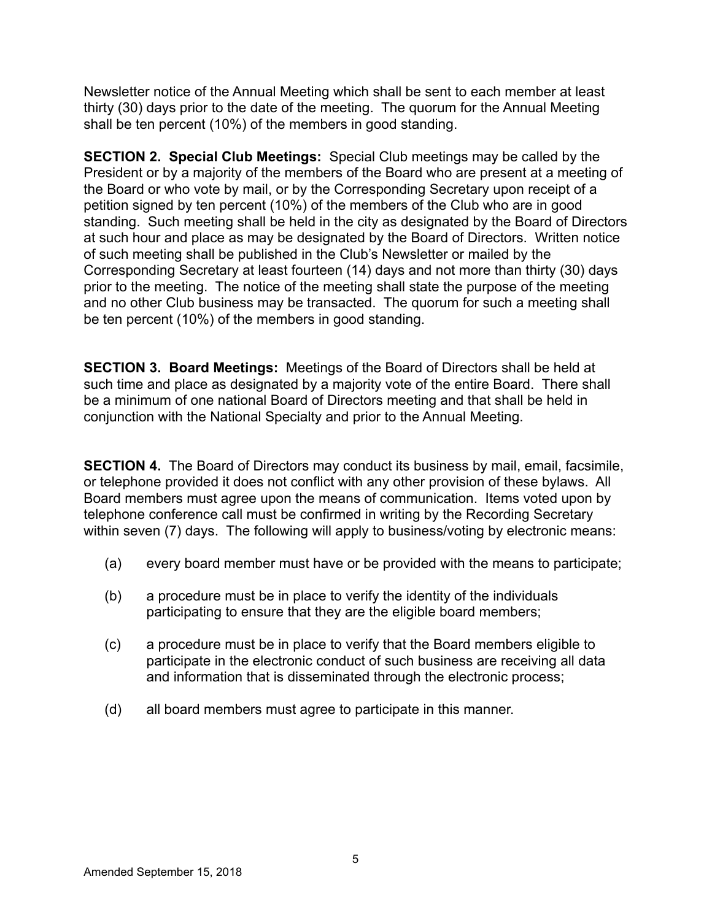Newsletter notice of the Annual Meeting which shall be sent to each member at least thirty (30) days prior to the date of the meeting. The quorum for the Annual Meeting shall be ten percent (10%) of the members in good standing.

**SECTION 2. Special Club Meetings:** Special Club meetings may be called by the President or by a majority of the members of the Board who are present at a meeting of the Board or who vote by mail, or by the Corresponding Secretary upon receipt of a petition signed by ten percent (10%) of the members of the Club who are in good standing. Such meeting shall be held in the city as designated by the Board of Directors at such hour and place as may be designated by the Board of Directors. Written notice of such meeting shall be published in the Club's Newsletter or mailed by the Corresponding Secretary at least fourteen (14) days and not more than thirty (30) days prior to the meeting. The notice of the meeting shall state the purpose of the meeting and no other Club business may be transacted. The quorum for such a meeting shall be ten percent (10%) of the members in good standing.

**SECTION 3. Board Meetings:** Meetings of the Board of Directors shall be held at such time and place as designated by a majority vote of the entire Board. There shall be a minimum of one national Board of Directors meeting and that shall be held in conjunction with the National Specialty and prior to the Annual Meeting.

**SECTION 4.** The Board of Directors may conduct its business by mail, email, facsimile, or telephone provided it does not conflict with any other provision of these bylaws. All Board members must agree upon the means of communication. Items voted upon by telephone conference call must be confirmed in writing by the Recording Secretary within seven (7) days. The following will apply to business/voting by electronic means:

(a) every board member must have or be provided with the means to participate;

(b) a procedure must be in place to verify the identity of the individuals participating to ensure that they are the eligible board members;

(c) a procedure must be in place to verify that the Board members eligible to participate in the electronic conduct of such business are receiving all data and information that is disseminated through the electronic process;

(d) all board members must agree to participate in this manner.

Amended September 15, 2018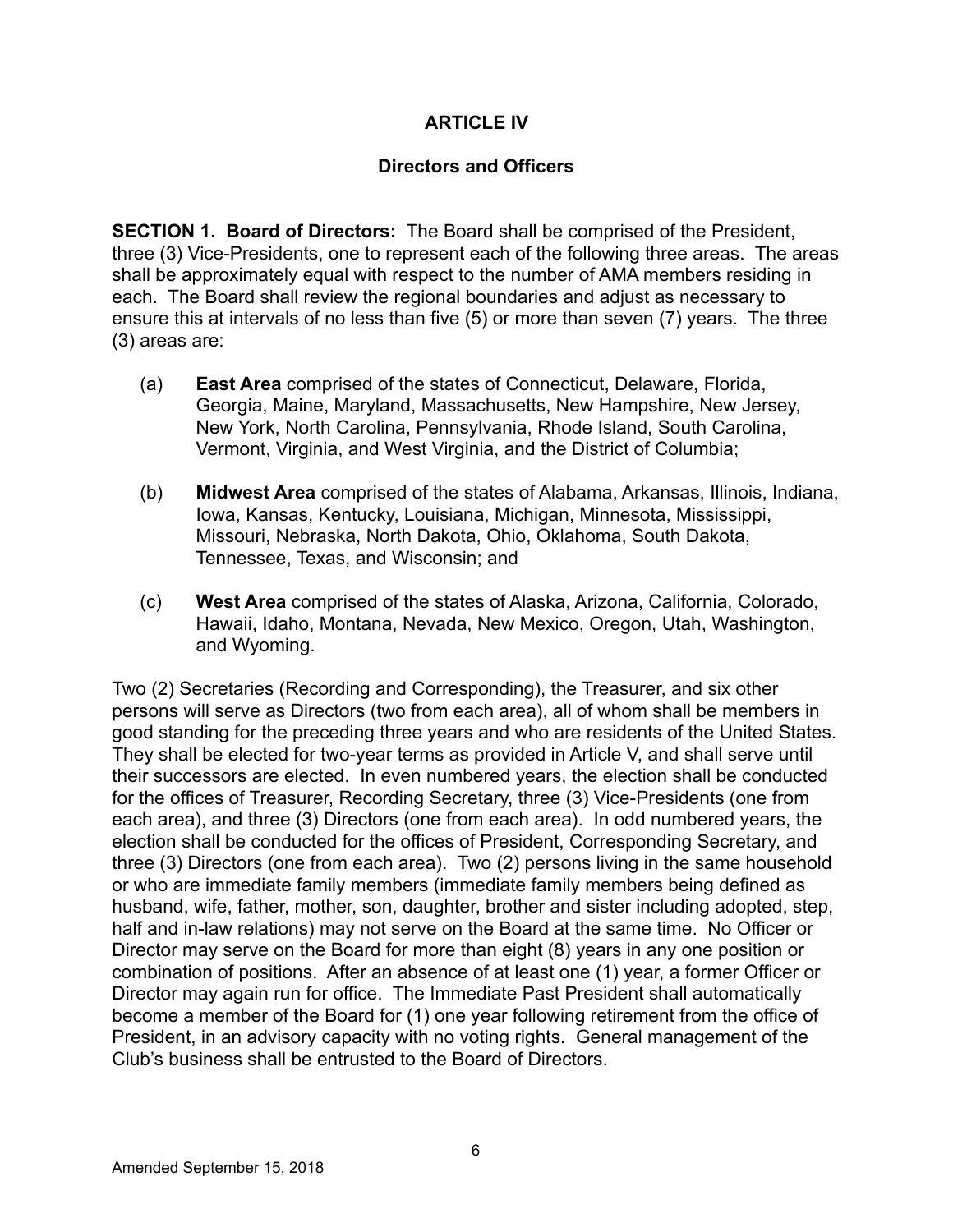# ARTICLE IV

## Directors and Officers

**SECTION 1. Board of Directors:** The Board shall be comprised of the President, three (3) Vice-Presidents, one to represent each of the following three areas. The areas shall be approximately equal with respect to the number of AMA members residing in each. The Board shall review the regional boundaries and adjust as necessary to ensure this at intervals of no less than five (5) or more than seven (7) years. The three (3) areas are:

(a) **East Area** comprised of the states of Connecticut, Delaware, Florida, Georgia, Maine, Maryland, Massachusetts, New Hampshire, New Jersey, New York, North Carolina, Pennsylvania, Rhode Island, South Carolina, Vermont, Virginia, and West Virginia, and the District of Columbia;

(b) **Midwest Area** comprised of the states of Alabama, Arkansas, Illinois, Indiana, Iowa, Kansas, Kentucky, Louisiana, Michigan, Minnesota, Mississippi, Missouri, Nebraska, North Dakota, Ohio, Oklahoma, South Dakota, Tennessee, Texas, and Wisconsin; and

(c) **West Area** comprised of the states of Alaska, Arizona, California, Colorado, Hawaii, Idaho, Montana, Nevada, New Mexico, Oregon, Utah, Washington, and Wyoming.

Two (2) Secretaries (Recording and Corresponding), the Treasurer, and six other persons will serve as Directors (two from each area), all of whom shall be members in good standing for the preceding three years and who are residents of the United States. They shall be elected for two-year terms as provided in Article V, and shall serve until their successors are elected. In even numbered years, the election shall be conducted for the offices of Treasurer, Recording Secretary, three (3) Vice-Presidents (one from each area), and three (3) Directors (one from each area). In odd numbered years, the election shall be conducted for the offices of President, Corresponding Secretary, and three (3) Directors (one from each area). Two (2) persons living in the same household or who are immediate family members (immediate family members being defined as husband, wife, father, mother, son, daughter, brother and sister including adopted, step, half and in-law relations) may not serve on the Board at the same time. No Officer or Director may serve on the Board for more than eight (8) years in any one position or combination of positions. After an absence of at least one (1) year, a former Officer or Director may again run for office. The Immediate Past President shall automatically become a member of the Board for (1) one year following retirement from the office of President, in an advisory capacity with no voting rights. General management of the Club's business shall be entrusted to the Board of Directors.

Amended September 15, 2018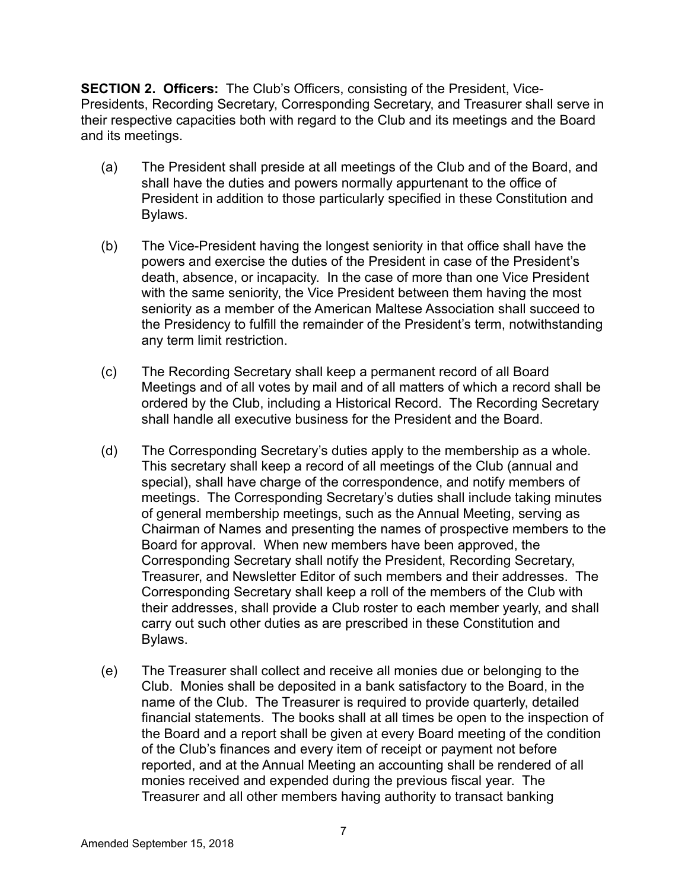**SECTION 2. Officers:** The Club's Officers, consisting of the President, Vice-Presidents, Recording Secretary, Corresponding Secretary, and Treasurer shall serve in their respective capacities both with regard to the Club and its meetings and the Board and its meetings.

(a) The President shall preside at all meetings of the Club and of the Board, and shall have the duties and powers normally appurtenant to the office of President in addition to those particularly specified in these Constitution and Bylaws.

(b) The Vice-President having the longest seniority in that office shall have the powers and exercise the duties of the President in case of the President's death, absence, or incapacity. In the case of more than one Vice President with the same seniority, the Vice President between them having the most seniority as a member of the American Maltese Association shall succeed to the Presidency to fulfill the remainder of the President's term, notwithstanding any term limit restriction.

(c) The Recording Secretary shall keep a permanent record of all Board Meetings and of all votes by mail and of all matters of which a record shall be ordered by the Club, including a Historical Record. The Recording Secretary shall handle all executive business for the President and the Board.

(d) The Corresponding Secretary's duties apply to the membership as a whole. This secretary shall keep a record of all meetings of the Club (annual and special), shall have charge of the correspondence, and notify members of meetings. The Corresponding Secretary's duties shall include taking minutes of general membership meetings, such as the Annual Meeting, serving as Chairman of Names and presenting the names of prospective members to the Board for approval. When new members have been approved, the Corresponding Secretary shall notify the President, Recording Secretary, Treasurer, and Newsletter Editor of such members and their addresses. The Corresponding Secretary shall keep a roll of the members of the Club with their addresses, shall provide a Club roster to each member yearly, and shall carry out such other duties as are prescribed in these Constitution and Bylaws.

(e) The Treasurer shall collect and receive all monies due or belonging to the Club. Monies shall be deposited in a bank satisfactory to the Board, in the name of the Club. The Treasurer is required to provide quarterly, detailed financial statements. The books shall at all times be open to the inspection of the Board and a report shall be given at every Board meeting of the condition of the Club's finances and every item of receipt or payment not before reported, and at the Annual Meeting an accounting shall be rendered of all monies received and expended during the previous fiscal year. The Treasurer and all other members having authority to transact banking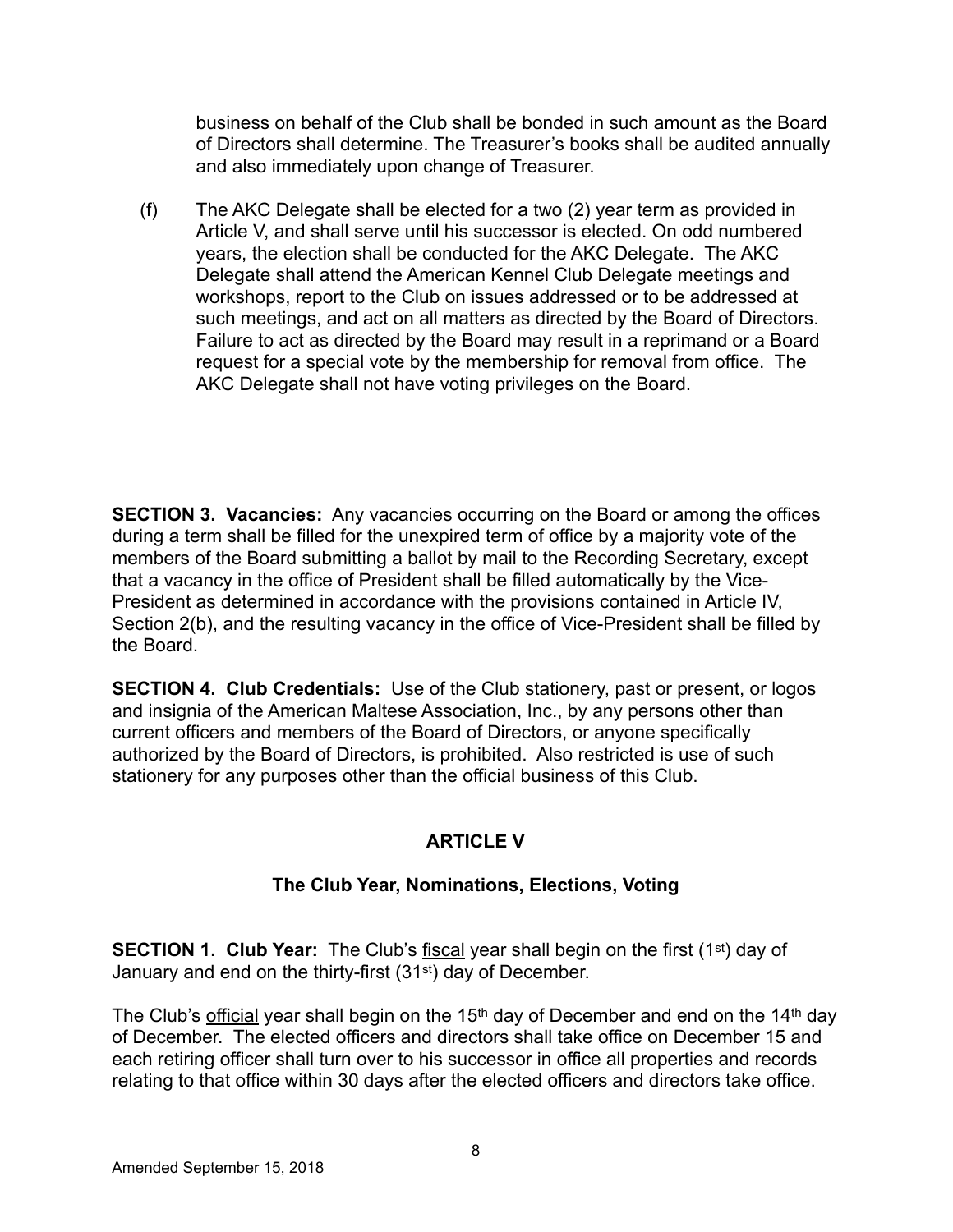business on behalf of the Club shall be bonded in such amount as the Board of Directors shall determine. The Treasurer's books shall be audited annually and also immediately upon change of Treasurer.

(f) The AKC Delegate shall be elected for a two (2) year term as provided in Article V, and shall serve until his successor is elected. On odd numbered years, the election shall be conducted for the AKC Delegate. The AKC Delegate shall attend the American Kennel Club Delegate meetings and workshops, report to the Club on issues addressed or to be addressed at such meetings, and act on all matters as directed by the Board of Directors. Failure to act as directed by the Board may result in a reprimand or a Board request for a special vote by the membership for removal from office. The AKC Delegate shall not have voting privileges on the Board.

**SECTION 3. Vacancies:** Any vacancies occurring on the Board or among the offices during a term shall be filled for the unexpired term of office by a majority vote of the members of the Board submitting a ballot by mail to the Recording Secretary, except that a vacancy in the office of President shall be filled automatically by the Vice-President as determined in accordance with the provisions contained in Article IV, Section 2(b), and the resulting vacancy in the office of Vice-President shall be filled by the Board.

**SECTION 4. Club Credentials:** Use of the Club stationery, past or present, or logos and insignia of the American Maltese Association, Inc., by any persons other than current officers and members of the Board of Directors, or anyone specifically authorized by the Board of Directors, is prohibited. Also restricted is use of such stationery for any purposes other than the official business of this Club.

## ARTICLE V

### The Club Year, Nominations, Elections, Voting

**SECTION 1. Club Year:** The Club's <u>fiscal</u> year shall begin on the first (1st) day of January and end on the thirty-first (31st) day of December.

The Club's <u>official</u> year shall begin on the 15th day of December and end on the 14th day of December. The elected officers and directors shall take office on December 15 and each retiring officer shall turn over to his successor in office all properties and records relating to that office within 30 days after the elected officers and directors take office.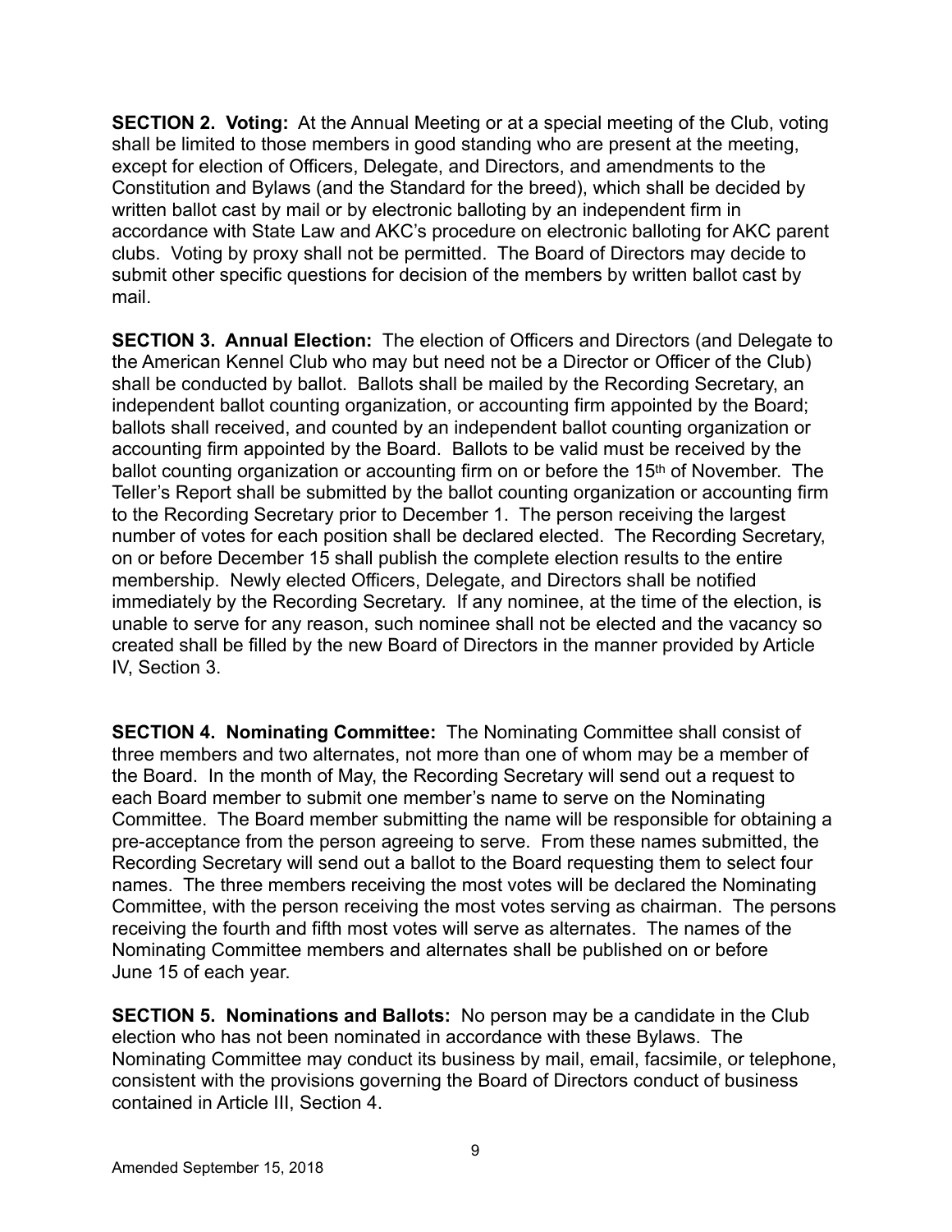**SECTION 2. Voting:** At the Annual Meeting or at a special meeting of the Club, voting shall be limited to those members in good standing who are present at the meeting, except for election of Officers, Delegate, and Directors, and amendments to the Constitution and Bylaws (and the Standard for the breed), which shall be decided by written ballot cast by mail or by electronic balloting by an independent firm in accordance with State Law and AKC's procedure on electronic balloting for AKC parent clubs. Voting by proxy shall not be permitted. The Board of Directors may decide to submit other specific questions for decision of the members by written ballot cast by mail.

**SECTION 3. Annual Election:** The election of Officers and Directors (and Delegate to the American Kennel Club who may but need not be a Director or Officer of the Club) shall be conducted by ballot. Ballots shall be mailed by the Recording Secretary, an independent ballot counting organization, or accounting firm appointed by the Board; ballots shall received, and counted by an independent ballot counting organization or accounting firm appointed by the Board. Ballots to be valid must be received by the ballot counting organization or accounting firm on or before the 15th of November. The Teller's Report shall be submitted by the ballot counting organization or accounting firm to the Recording Secretary prior to December 1. The person receiving the largest number of votes for each position shall be declared elected. The Recording Secretary, on or before December 15 shall publish the complete election results to the entire membership. Newly elected Officers, Delegate, and Directors shall be notified immediately by the Recording Secretary. If any nominee, at the time of the election, is unable to serve for any reason, such nominee shall not be elected and the vacancy so created shall be filled by the new Board of Directors in the manner provided by Article IV, Section 3.

**SECTION 4. Nominating Committee:** The Nominating Committee shall consist of three members and two alternates, not more than one of whom may be a member of the Board. In the month of May, the Recording Secretary will send out a request to each Board member to submit one member's name to serve on the Nominating Committee. The Board member submitting the name will be responsible for obtaining a pre-acceptance from the person agreeing to serve. From these names submitted, the Recording Secretary will send out a ballot to the Board requesting them to select four names. The three members receiving the most votes will be declared the Nominating Committee, with the person receiving the most votes serving as chairman. The persons receiving the fourth and fifth most votes will serve as alternates. The names of the Nominating Committee members and alternates shall be published on or before June 15 of each year.

**SECTION 5. Nominations and Ballots:** No person may be a candidate in the Club election who has not been nominated in accordance with these Bylaws. The Nominating Committee may conduct its business by mail, email, facsimile, or telephone, consistent with the provisions governing the Board of Directors conduct of business contained in Article III, Section 4.

Amended September 15, 2018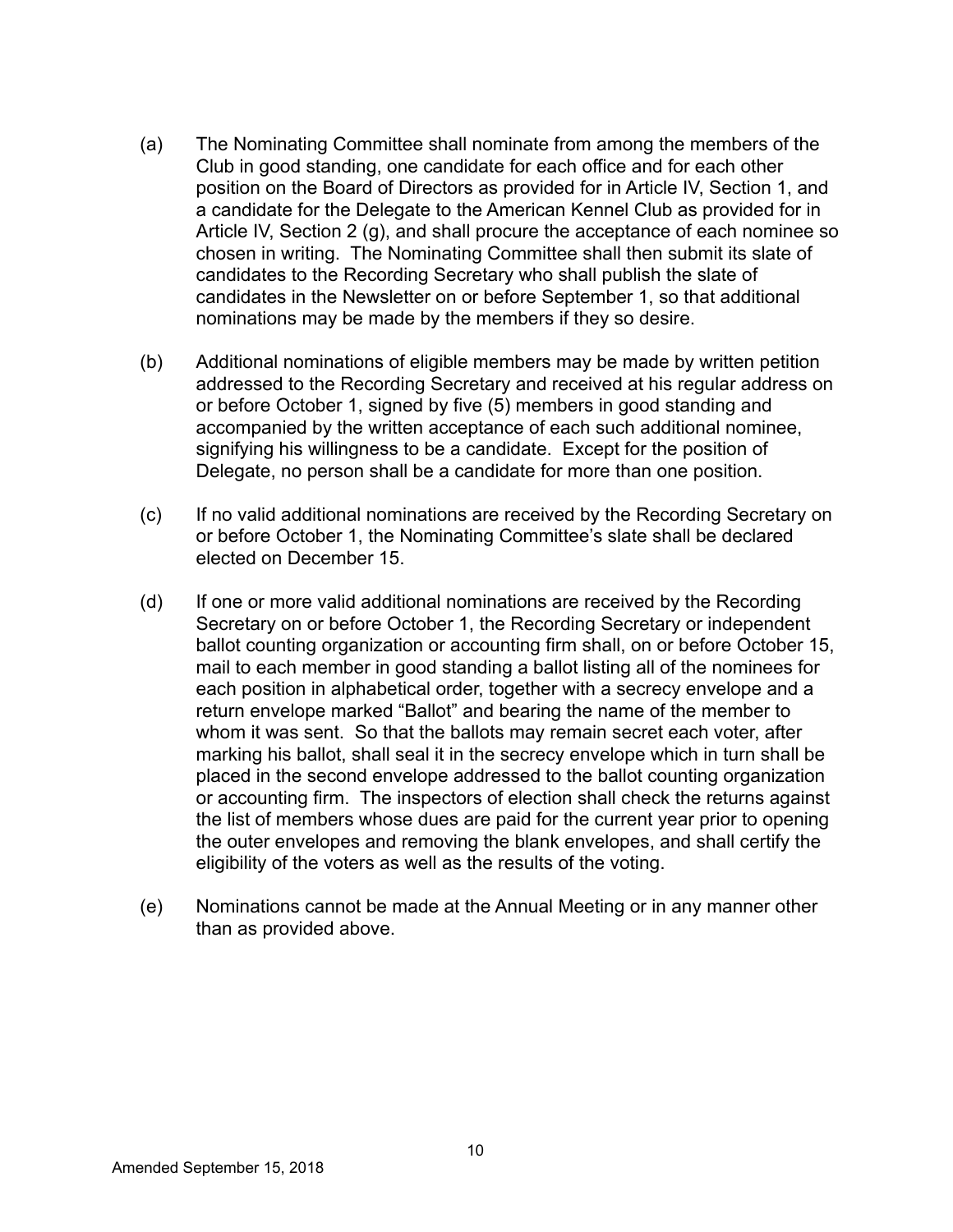(a) The Nominating Committee shall nominate from among the members of the Club in good standing, one candidate for each office and for each other position on the Board of Directors as provided for in Article IV, Section 1, and a candidate for the Delegate to the American Kennel Club as provided for in Article IV, Section 2 (g), and shall procure the acceptance of each nominee so chosen in writing. The Nominating Committee shall then submit its slate of candidates to the Recording Secretary who shall publish the slate of candidates in the Newsletter on or before September 1, so that additional nominations may be made by the members if they so desire.

(b) Additional nominations of eligible members may be made by written petition addressed to the Recording Secretary and received at his regular address on or before October 1, signed by five (5) members in good standing and accompanied by the written acceptance of each such additional nominee, signifying his willingness to be a candidate. Except for the position of Delegate, no person shall be a candidate for more than one position.

(c) If no valid additional nominations are received by the Recording Secretary on or before October 1, the Nominating Committee's slate shall be declared elected on December 15.

(d) If one or more valid additional nominations are received by the Recording Secretary on or before October 1, the Recording Secretary or independent ballot counting organization or accounting firm shall, on or before October 15, mail to each member in good standing a ballot listing all of the nominees for each position in alphabetical order, together with a secrecy envelope and a return envelope marked "Ballot" and bearing the name of the member to whom it was sent. So that the ballots may remain secret each voter, after marking his ballot, shall seal it in the secrecy envelope which in turn shall be placed in the second envelope addressed to the ballot counting organization or accounting firm. The inspectors of election shall check the returns against the list of members whose dues are paid for the current year prior to opening the outer envelopes and removing the blank envelopes, and shall certify the eligibility of the voters as well as the results of the voting.

(e) Nominations cannot be made at the Annual Meeting or in any manner other than as provided above.

Amended September 15, 2018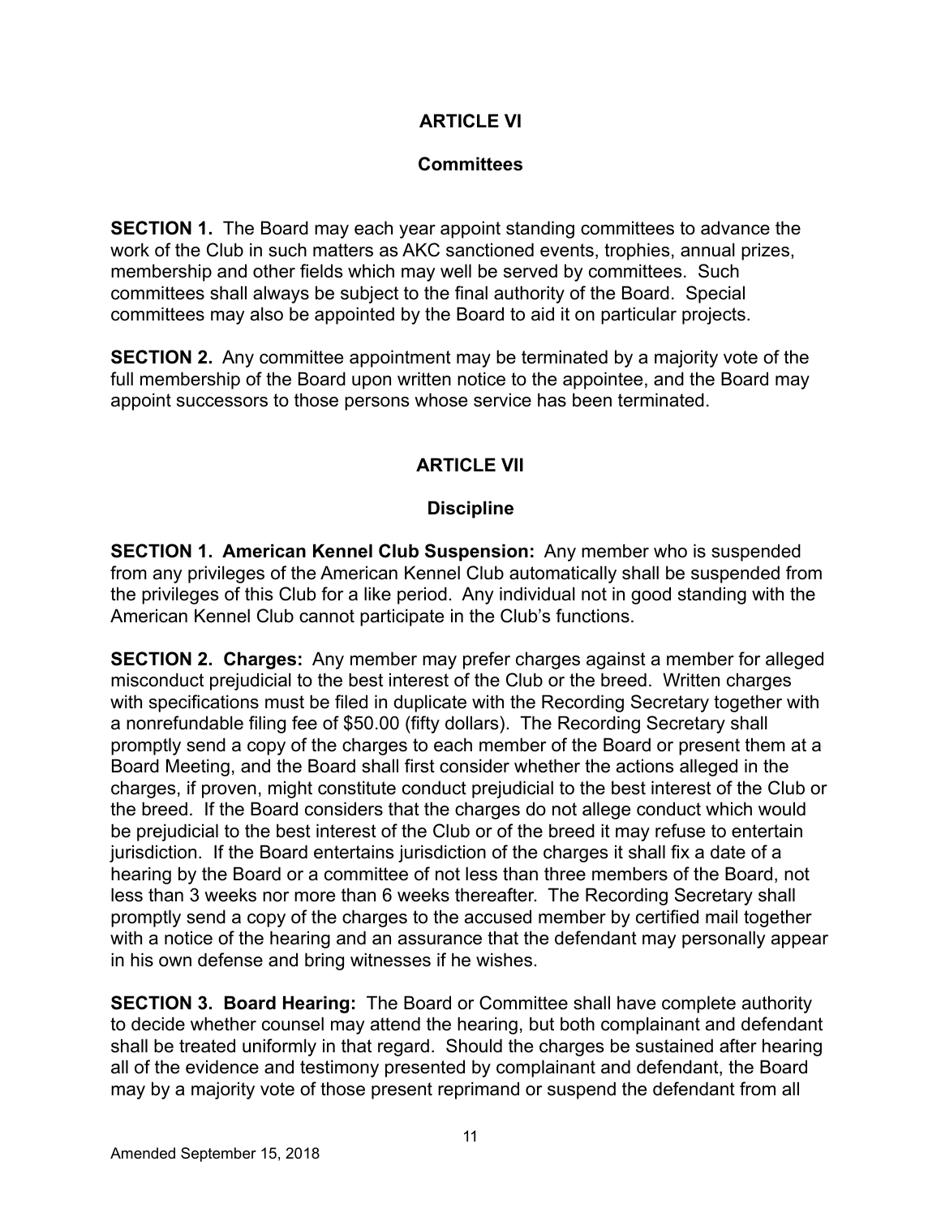## ARTICLE VI

### Committees

**SECTION 1.** The Board may each year appoint standing committees to advance the work of the Club in such matters as AKC sanctioned events, trophies, annual prizes, membership and other fields which may well be served by committees. Such committees shall always be subject to the final authority of the Board. Special committees may also be appointed by the Board to aid it on particular projects.

**SECTION 2.** Any committee appointment may be terminated by a majority vote of the full membership of the Board upon written notice to the appointee, and the Board may appoint successors to those persons whose service has been terminated.

## ARTICLE VII

### Discipline

**SECTION 1. American Kennel Club Suspension:** Any member who is suspended from any privileges of the American Kennel Club automatically shall be suspended from the privileges of this Club for a like period. Any individual not in good standing with the American Kennel Club cannot participate in the Club's functions.

**SECTION 2. Charges:** Any member may prefer charges against a member for alleged misconduct prejudicial to the best interest of the Club or the breed. Written charges with specifications must be filed in duplicate with the Recording Secretary together with a nonrefundable filing fee of $50.00 (fifty dollars). The Recording Secretary shall promptly send a copy of the charges to each member of the Board or present them at a Board Meeting, and the Board shall first consider whether the actions alleged in the charges, if proven, might constitute conduct prejudicial to the best interest of the Club or the breed. If the Board considers that the charges do not allege conduct which would be prejudicial to the best interest of the Club or of the breed it may refuse to entertain jurisdiction. If the Board entertains jurisdiction of the charges it shall fix a date of a hearing by the Board or a committee of not less than three members of the Board, not less than 3 weeks nor more than 6 weeks thereafter. The Recording Secretary shall promptly send a copy of the charges to the accused member by certified mail together with a notice of the hearing and an assurance that the defendant may personally appear in his own defense and bring witnesses if he wishes.

**SECTION 3. Board Hearing:** The Board or Committee shall have complete authority to decide whether counsel may attend the hearing, but both complainant and defendant shall be treated uniformly in that regard. Should the charges be sustained after hearing all of the evidence and testimony presented by complainant and defendant, the Board may by a majority vote of those present reprimand or suspend the defendant from all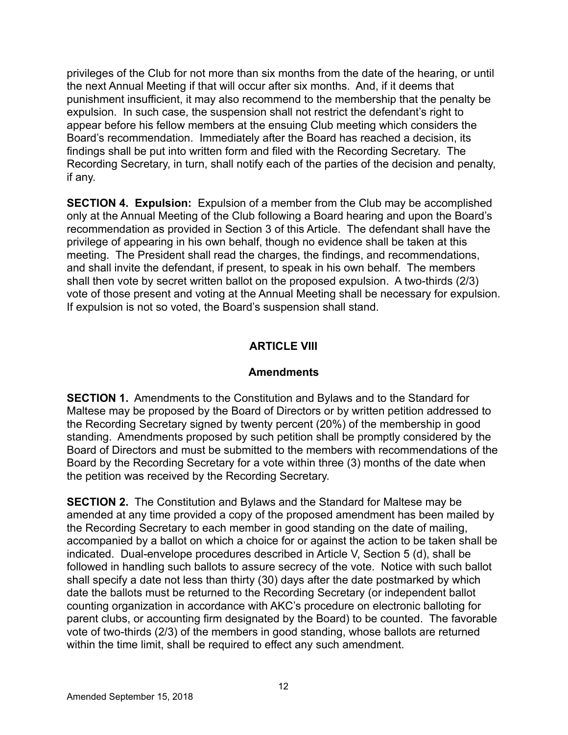privileges of the Club for not more than six months from the date of the hearing, or until the next Annual Meeting if that will occur after six months. And, if it deems that punishment insufficient, it may also recommend to the membership that the penalty be expulsion. In such case, the suspension shall not restrict the defendant's right to appear before his fellow members at the ensuing Club meeting which considers the Board's recommendation. Immediately after the Board has reached a decision, its findings shall be put into written form and filed with the Recording Secretary. The Recording Secretary, in turn, shall notify each of the parties of the decision and penalty, if any.

**SECTION 4. Expulsion:** Expulsion of a member from the Club may be accomplished only at the Annual Meeting of the Club following a Board hearing and upon the Board's recommendation as provided in Section 3 of this Article. The defendant shall have the privilege of appearing in his own behalf, though no evidence shall be taken at this meeting. The President shall read the charges, the findings, and recommendations, and shall invite the defendant, if present, to speak in his own behalf. The members shall then vote by secret written ballot on the proposed expulsion. A two-thirds (2/3) vote of those present and voting at the Annual Meeting shall be necessary for expulsion. If expulsion is not so voted, the Board's suspension shall stand.

## ARTICLE VIII

### Amendments

**SECTION 1.** Amendments to the Constitution and Bylaws and to the Standard for Maltese may be proposed by the Board of Directors or by written petition addressed to the Recording Secretary signed by twenty percent (20%) of the membership in good standing. Amendments proposed by such petition shall be promptly considered by the Board of Directors and must be submitted to the members with recommendations of the Board by the Recording Secretary for a vote within three (3) months of the date when the petition was received by the Recording Secretary.

**SECTION 2.** The Constitution and Bylaws and the Standard for Maltese may be amended at any time provided a copy of the proposed amendment has been mailed by the Recording Secretary to each member in good standing on the date of mailing, accompanied by a ballot on which a choice for or against the action to be taken shall be indicated. Dual-envelope procedures described in Article V, Section 5 (d), shall be followed in handling such ballots to assure secrecy of the vote. Notice with such ballot shall specify a date not less than thirty (30) days after the date postmarked by which date the ballots must be returned to the Recording Secretary (or independent ballot counting organization in accordance with AKC's procedure on electronic balloting for parent clubs, or accounting firm designated by the Board) to be counted. The favorable vote of two-thirds (2/3) of the members in good standing, whose ballots are returned within the time limit, shall be required to effect any such amendment.

Amended September 15, 2018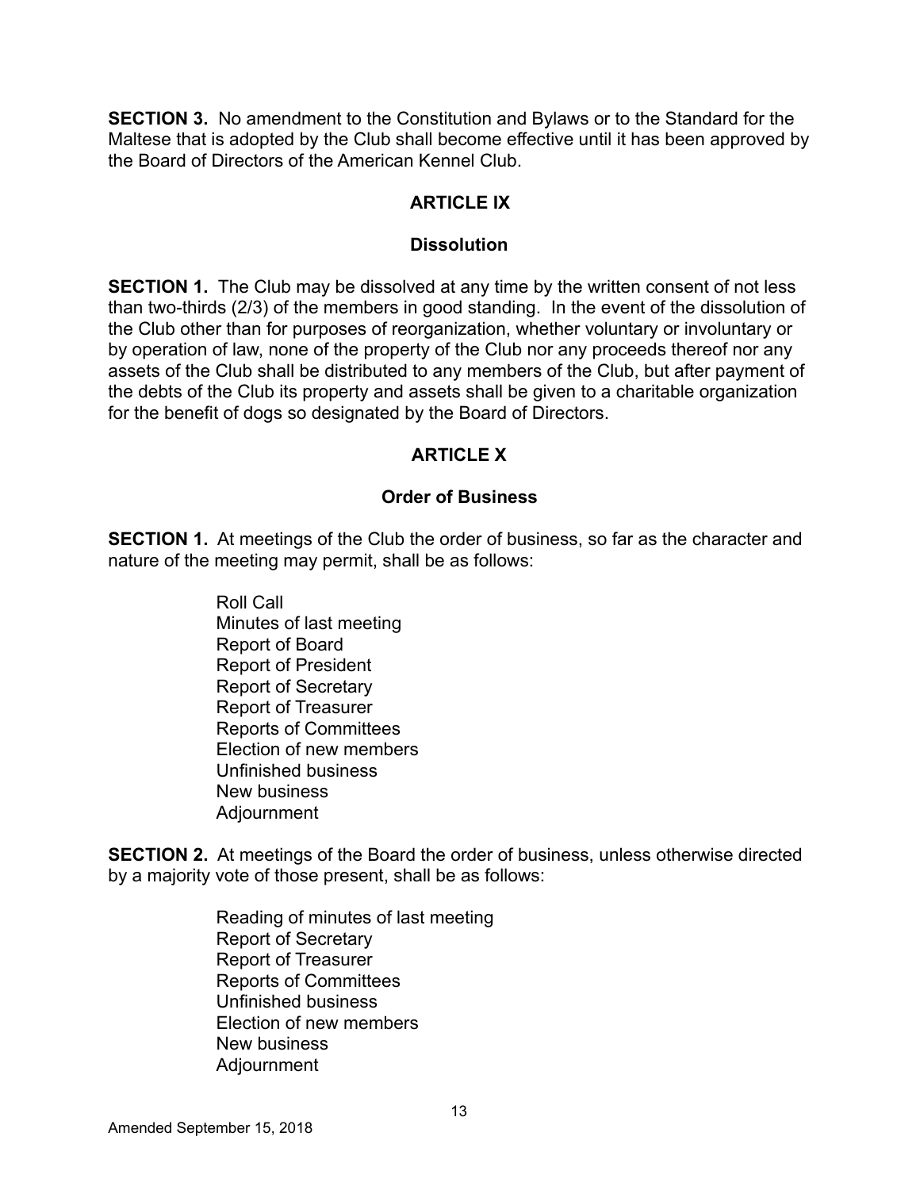**SECTION 3.** No amendment to the Constitution and Bylaws or to the Standard for the Maltese that is adopted by the Club shall become effective until it has been approved by the Board of Directors of the American Kennel Club.

## ARTICLE IX

### Dissolution

**SECTION 1.** The Club may be dissolved at any time by the written consent of not less than two-thirds (2/3) of the members in good standing. In the event of the dissolution of the Club other than for purposes of reorganization, whether voluntary or involuntary or by operation of law, none of the property of the Club nor any proceeds thereof nor any assets of the Club shall be distributed to any members of the Club, but after payment of the debts of the Club its property and assets shall be given to a charitable organization for the benefit of dogs so designated by the Board of Directors.

## ARTICLE X

### Order of Business

**SECTION 1.** At meetings of the Club the order of business, so far as the character and nature of the meeting may permit, shall be as follows:

- Roll Call
- Minutes of last meeting
- Report of Board
- Report of President
- Report of Secretary
- Report of Treasurer
- Reports of Committees
- Election of new members
- Unfinished business
- New business
- Adjournment

**SECTION 2.** At meetings of the Board the order of business, unless otherwise directed by a majority vote of those present, shall be as follows:

- Reading of minutes of last meeting
- Report of Secretary
- Report of Treasurer
- Reports of Committees
- Unfinished business
- Election of new members
- New business
- Adjournment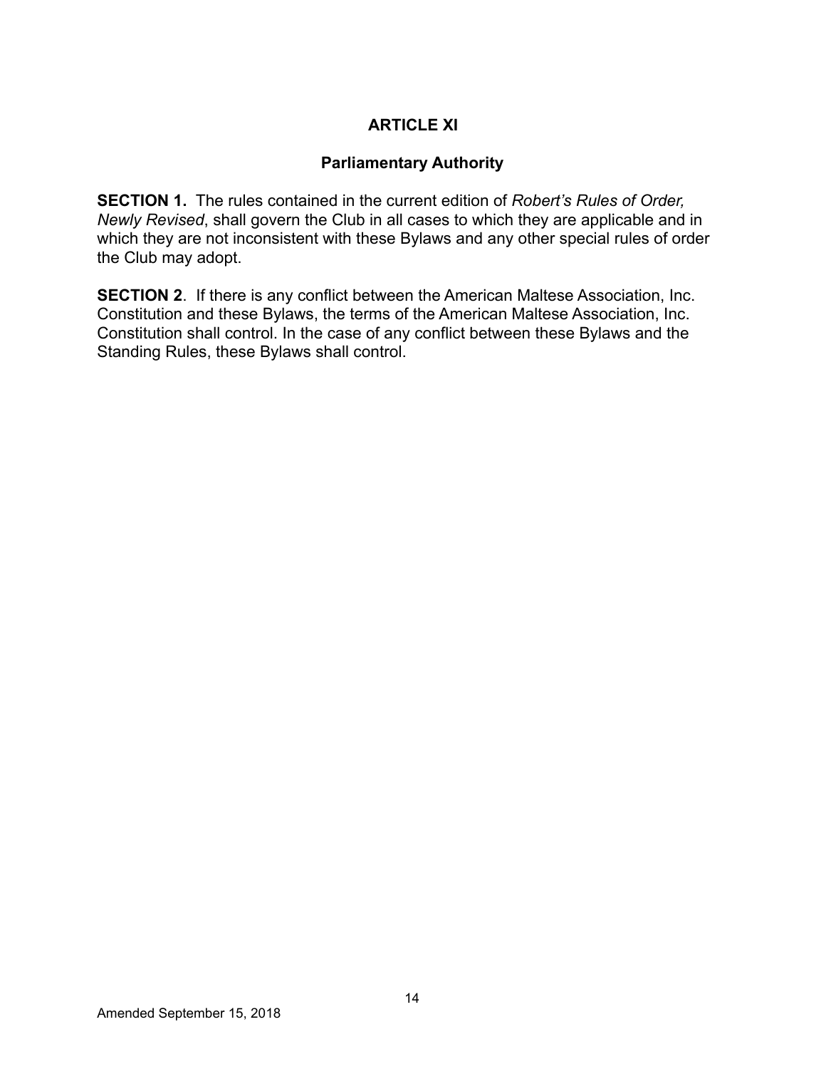## ARTICLE XI

### Parliamentary Authority

**SECTION 1.** The rules contained in the current edition of *Robert's Rules of Order, Newly Revised*, shall govern the Club in all cases to which they are applicable and in which they are not inconsistent with these Bylaws and any other special rules of order the Club may adopt.

**SECTION 2**. If there is any conflict between the American Maltese Association, Inc. Constitution and these Bylaws, the terms of the American Maltese Association, Inc. Constitution shall control. In the case of any conflict between these Bylaws and the Standing Rules, these Bylaws shall control.